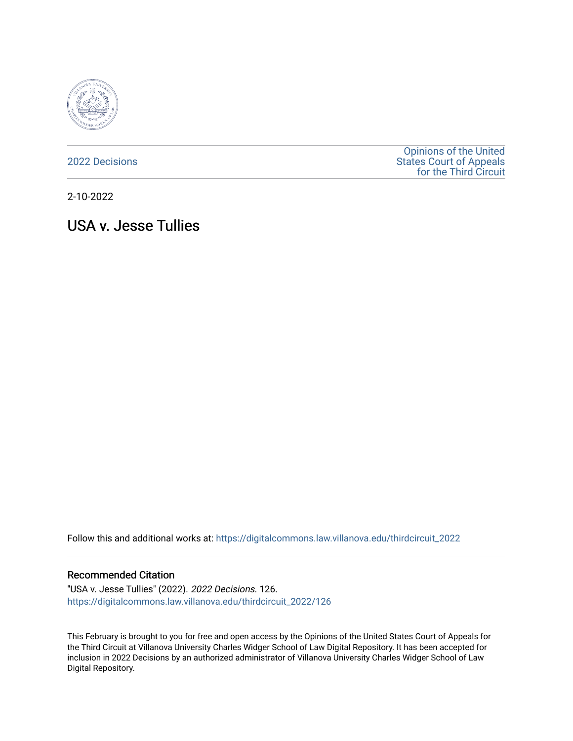2022 Decisions

Opinions of the United States Court of Appeals for the Third Circuit

2-10-2022

# USA v. Jesse Tullies

Follow this and additional works at: https://digitalcommons.law.villanova.edu/thirdcircuit_2022

## Recommended Citation

"USA v. Jesse Tullies" (2022). *2022 Decisions*. 126.
https://digitalcommons.law.villanova.edu/thirdcircuit_2022/126

This February is brought to you for free and open access by the Opinions of the United States Court of Appeals for the Third Circuit at Villanova University Charles Widger School of Law Digital Repository. It has been accepted for inclusion in 2022 Decisions by an authorized administrator of Villanova University Charles Widger School of Law Digital Repository.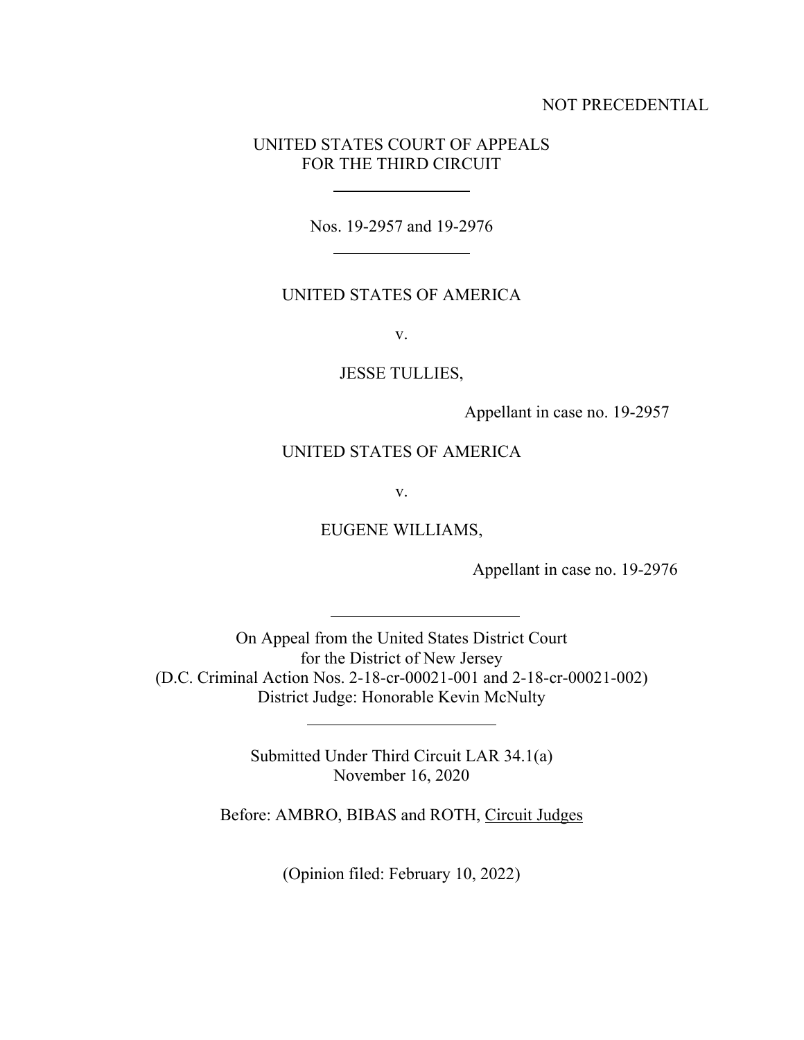NOT PRECEDENTIAL

UNITED STATES COURT OF APPEALS
FOR THE THIRD CIRCUIT

---

Nos. 19-2957 and 19-2976

---

UNITED STATES OF AMERICA

v.

JESSE TULLIES,

Appellant in case no. 19-2957

UNITED STATES OF AMERICA

v.

EUGENE WILLIAMS,

Appellant in case no. 19-2976

---

On Appeal from the United States District Court
for the District of New Jersey
(D.C. Criminal Action Nos. 2-18-cr-00021-001 and 2-18-cr-00021-002)
District Judge: Honorable Kevin McNulty

---

Submitted Under Third Circuit LAR 34.1(a)
November 16, 2020

Before: AMBRO, BIBAS and ROTH, Circuit Judges

(Opinion filed: February 10, 2022)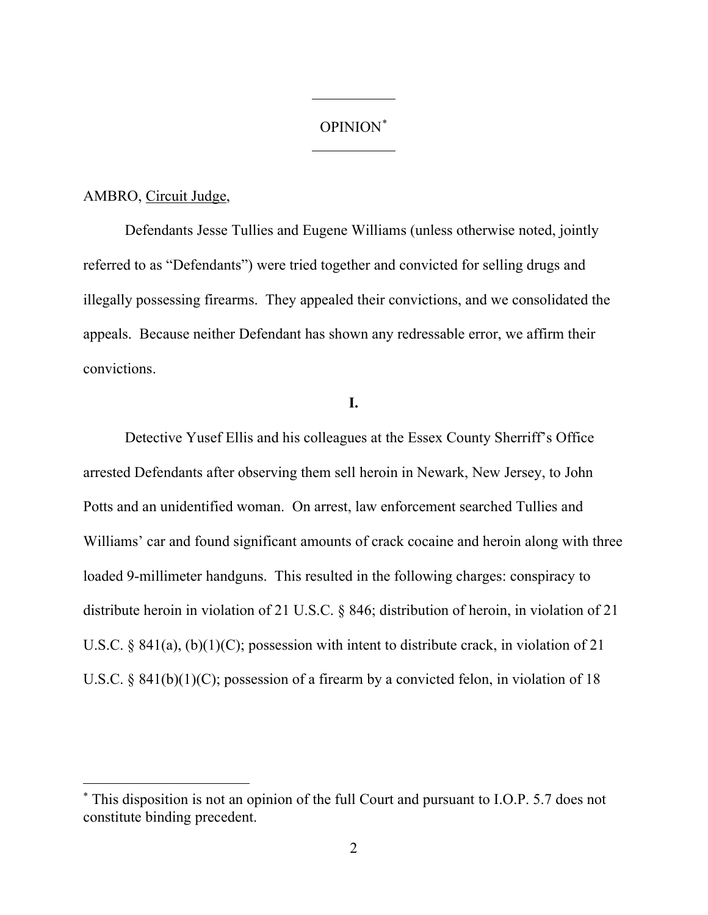# OPINION[*]

AMBRO, Circuit Judge,

Defendants Jesse Tullies and Eugene Williams (unless otherwise noted, jointly referred to as "Defendants") were tried together and convicted for selling drugs and illegally possessing firearms. They appealed their convictions, and we consolidated the appeals. Because neither Defendant has shown any redressable error, we affirm their convictions.

## I.

Detective Yusef Ellis and his colleagues at the Essex County Sherriff's Office arrested Defendants after observing them sell heroin in Newark, New Jersey, to John Potts and an unidentified woman. On arrest, law enforcement searched Tullies and Williams' car and found significant amounts of crack cocaine and heroin along with three loaded 9-millimeter handguns. This resulted in the following charges: conspiracy to distribute heroin in violation of 21 U.S.C. § 846; distribution of heroin, in violation of 21 U.S.C. § 841(a), (b)(1)(C); possession with intent to distribute crack, in violation of 21 U.S.C. § 841(b)(1)(C); possession of a firearm by a convicted felon, in violation of 18

[*] This disposition is not an opinion of the full Court and pursuant to I.O.P. 5.7 does not constitute binding precedent.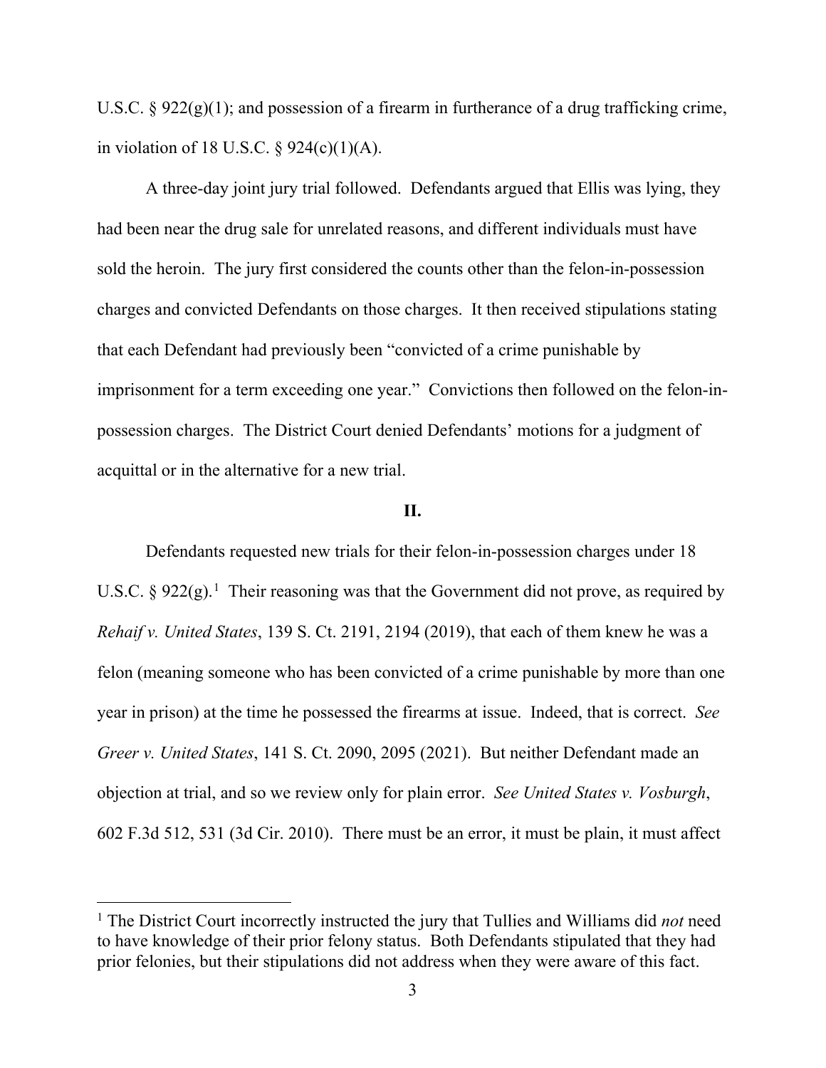U.S.C. § 922(g)(1); and possession of a firearm in furtherance of a drug trafficking crime, in violation of 18 U.S.C. § 924(c)(1)(A).

A three-day joint jury trial followed. Defendants argued that Ellis was lying, they had been near the drug sale for unrelated reasons, and different individuals must have sold the heroin. The jury first considered the counts other than the felon-in-possession charges and convicted Defendants on those charges. It then received stipulations stating that each Defendant had previously been "convicted of a crime punishable by imprisonment for a term exceeding one year." Convictions then followed on the felon-in-possession charges. The District Court denied Defendants' motions for a judgment of acquittal or in the alternative for a new trial.

## II.

Defendants requested new trials for their felon-in-possession charges under 18 U.S.C. § 922(g).[1] Their reasoning was that the Government did not prove, as required by *Rehaif v. United States*, 139 S. Ct. 2191, 2194 (2019), that each of them knew he was a felon (meaning someone who has been convicted of a crime punishable by more than one year in prison) at the time he possessed the firearms at issue. Indeed, that is correct. *See Greer v. United States*, 141 S. Ct. 2090, 2095 (2021). But neither Defendant made an objection at trial, and so we review only for plain error. *See United States v. Vosburgh*, 602 F.3d 512, 531 (3d Cir. 2010). There must be an error, it must be plain, it must affect

[1] The District Court incorrectly instructed the jury that Tullies and Williams did *not* need to have knowledge of their prior felony status. Both Defendants stipulated that they had prior felonies, but their stipulations did not address when they were aware of this fact.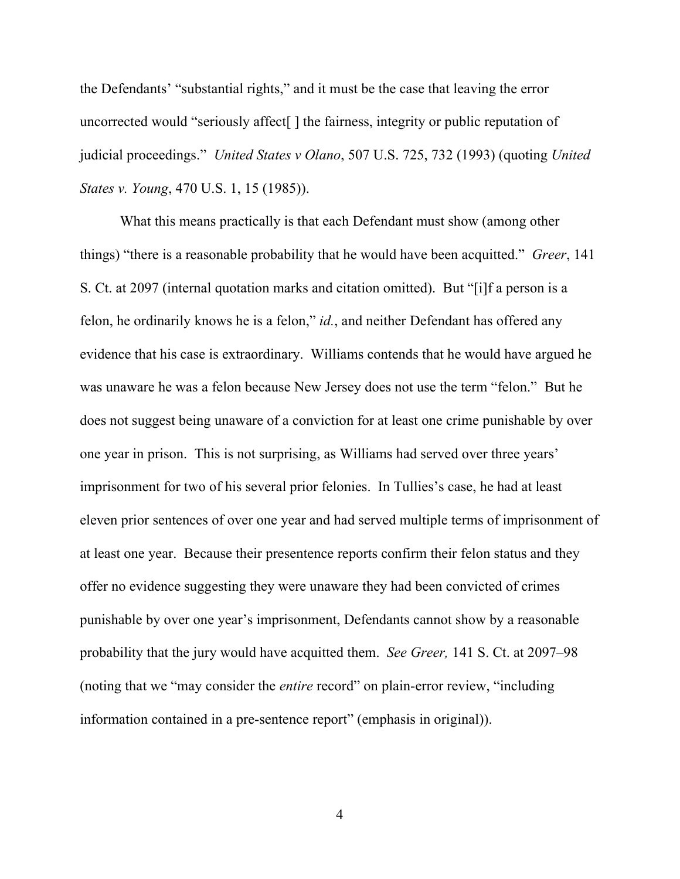the Defendants' "substantial rights," and it must be the case that leaving the error uncorrected would "seriously affect[ ] the fairness, integrity or public reputation of judicial proceedings." *United States v Olano*, 507 U.S. 725, 732 (1993) (quoting *United States v. Young*, 470 U.S. 1, 15 (1985)).

What this means practically is that each Defendant must show (among other things) "there is a reasonable probability that he would have been acquitted." *Greer*, 141 S. Ct. at 2097 (internal quotation marks and citation omitted). But "[i]f a person is a felon, he ordinarily knows he is a felon," *id.*, and neither Defendant has offered any evidence that his case is extraordinary. Williams contends that he would have argued he was unaware he was a felon because New Jersey does not use the term "felon." But he does not suggest being unaware of a conviction for at least one crime punishable by over one year in prison. This is not surprising, as Williams had served over three years' imprisonment for two of his several prior felonies. In Tullies's case, he had at least eleven prior sentences of over one year and had served multiple terms of imprisonment of at least one year. Because their presentence reports confirm their felon status and they offer no evidence suggesting they were unaware they had been convicted of crimes punishable by over one year's imprisonment, Defendants cannot show by a reasonable probability that the jury would have acquitted them. *See Greer,* 141 S. Ct. at 2097–98 (noting that we "may consider the *entire* record" on plain-error review, "including information contained in a pre-sentence report" (emphasis in original)).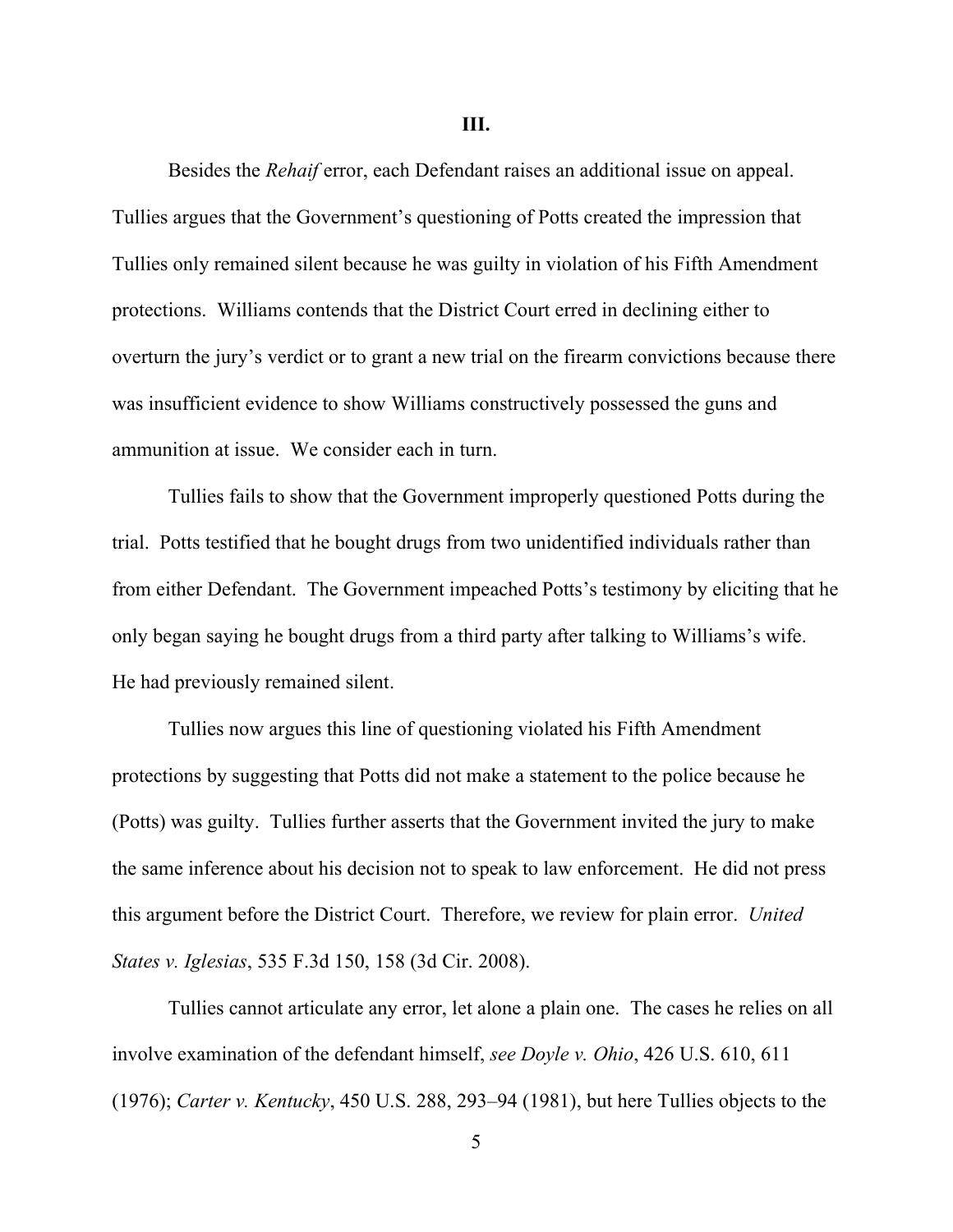# III.

Besides the *Rehaif* error, each Defendant raises an additional issue on appeal. Tullies argues that the Government's questioning of Potts created the impression that Tullies only remained silent because he was guilty in violation of his Fifth Amendment protections. Williams contends that the District Court erred in declining either to overturn the jury's verdict or to grant a new trial on the firearm convictions because there was insufficient evidence to show Williams constructively possessed the guns and ammunition at issue. We consider each in turn.

Tullies fails to show that the Government improperly questioned Potts during the trial. Potts testified that he bought drugs from two unidentified individuals rather than from either Defendant. The Government impeached Potts's testimony by eliciting that he only began saying he bought drugs from a third party after talking to Williams's wife. He had previously remained silent.

Tullies now argues this line of questioning violated his Fifth Amendment protections by suggesting that Potts did not make a statement to the police because he (Potts) was guilty. Tullies further asserts that the Government invited the jury to make the same inference about his decision not to speak to law enforcement. He did not press this argument before the District Court. Therefore, we review for plain error. *United States v. Iglesias*, 535 F.3d 150, 158 (3d Cir. 2008).

Tullies cannot articulate any error, let alone a plain one. The cases he relies on all involve examination of the defendant himself, *see Doyle v. Ohio*, 426 U.S. 610, 611 (1976); *Carter v. Kentucky*, 450 U.S. 288, 293–94 (1981), but here Tullies objects to the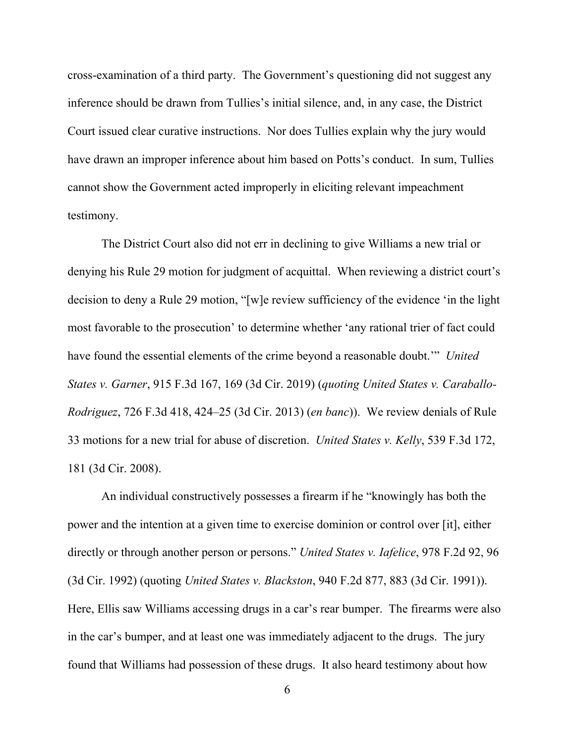cross-examination of a third party. The Government's questioning did not suggest any inference should be drawn from Tullies's initial silence, and, in any case, the District Court issued clear curative instructions. Nor does Tullies explain why the jury would have drawn an improper inference about him based on Potts's conduct. In sum, Tullies cannot show the Government acted improperly in eliciting relevant impeachment testimony.

The District Court also did not err in declining to give Williams a new trial or denying his Rule 29 motion for judgment of acquittal. When reviewing a district court's decision to deny a Rule 29 motion, "[w]e review sufficiency of the evidence 'in the light most favorable to the prosecution' to determine whether 'any rational trier of fact could have found the essential elements of the crime beyond a reasonable doubt.'" *United States v. Garner*, 915 F.3d 167, 169 (3d Cir. 2019) (*quoting United States v. Caraballo-Rodriguez*, 726 F.3d 418, 424–25 (3d Cir. 2013) (*en banc*)). We review denials of Rule 33 motions for a new trial for abuse of discretion. *United States v. Kelly*, 539 F.3d 172, 181 (3d Cir. 2008).

An individual constructively possesses a firearm if he "knowingly has both the power and the intention at a given time to exercise dominion or control over [it], either directly or through another person or persons." *United States v. Iafelice*, 978 F.2d 92, 96 (3d Cir. 1992) (quoting *United States v. Blackston*, 940 F.2d 877, 883 (3d Cir. 1991)). Here, Ellis saw Williams accessing drugs in a car's rear bumper. The firearms were also in the car's bumper, and at least one was immediately adjacent to the drugs. The jury found that Williams had possession of these drugs. It also heard testimony about how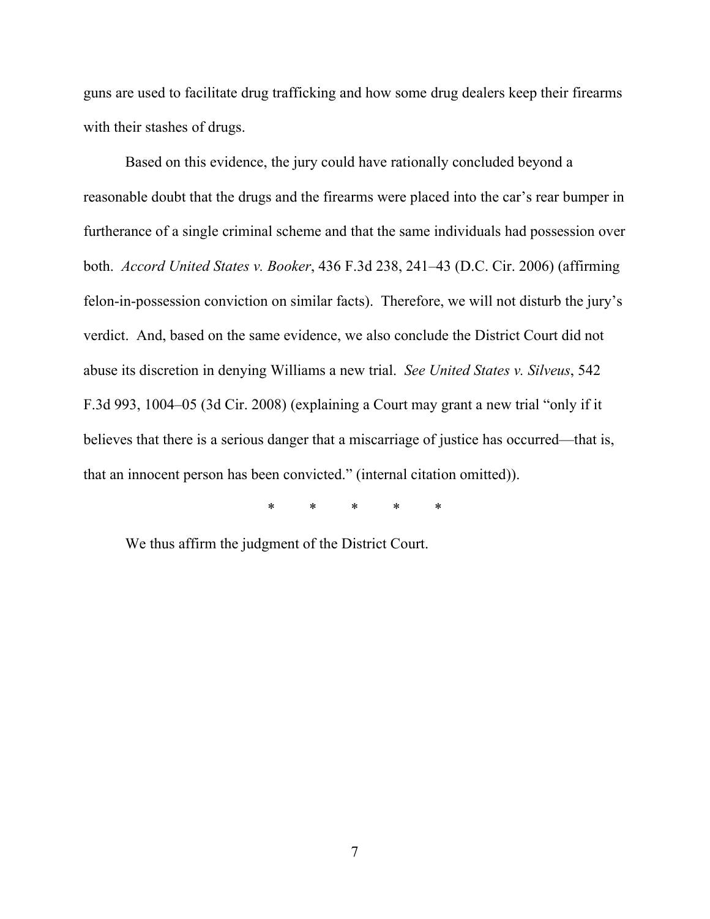guns are used to facilitate drug trafficking and how some drug dealers keep their firearms with their stashes of drugs.

Based on this evidence, the jury could have rationally concluded beyond a reasonable doubt that the drugs and the firearms were placed into the car's rear bumper in furtherance of a single criminal scheme and that the same individuals had possession over both. *Accord United States v. Booker*, 436 F.3d 238, 241–43 (D.C. Cir. 2006) (affirming felon-in-possession conviction on similar facts). Therefore, we will not disturb the jury's verdict. And, based on the same evidence, we also conclude the District Court did not abuse its discretion in denying Williams a new trial. *See United States v. Silveus*, 542 F.3d 993, 1004–05 (3d Cir. 2008) (explaining a Court may grant a new trial "only if it believes that there is a serious danger that a miscarriage of justice has occurred—that is, that an innocent person has been convicted." (internal citation omitted)).

\* \* \* \* \*

We thus affirm the judgment of the District Court.